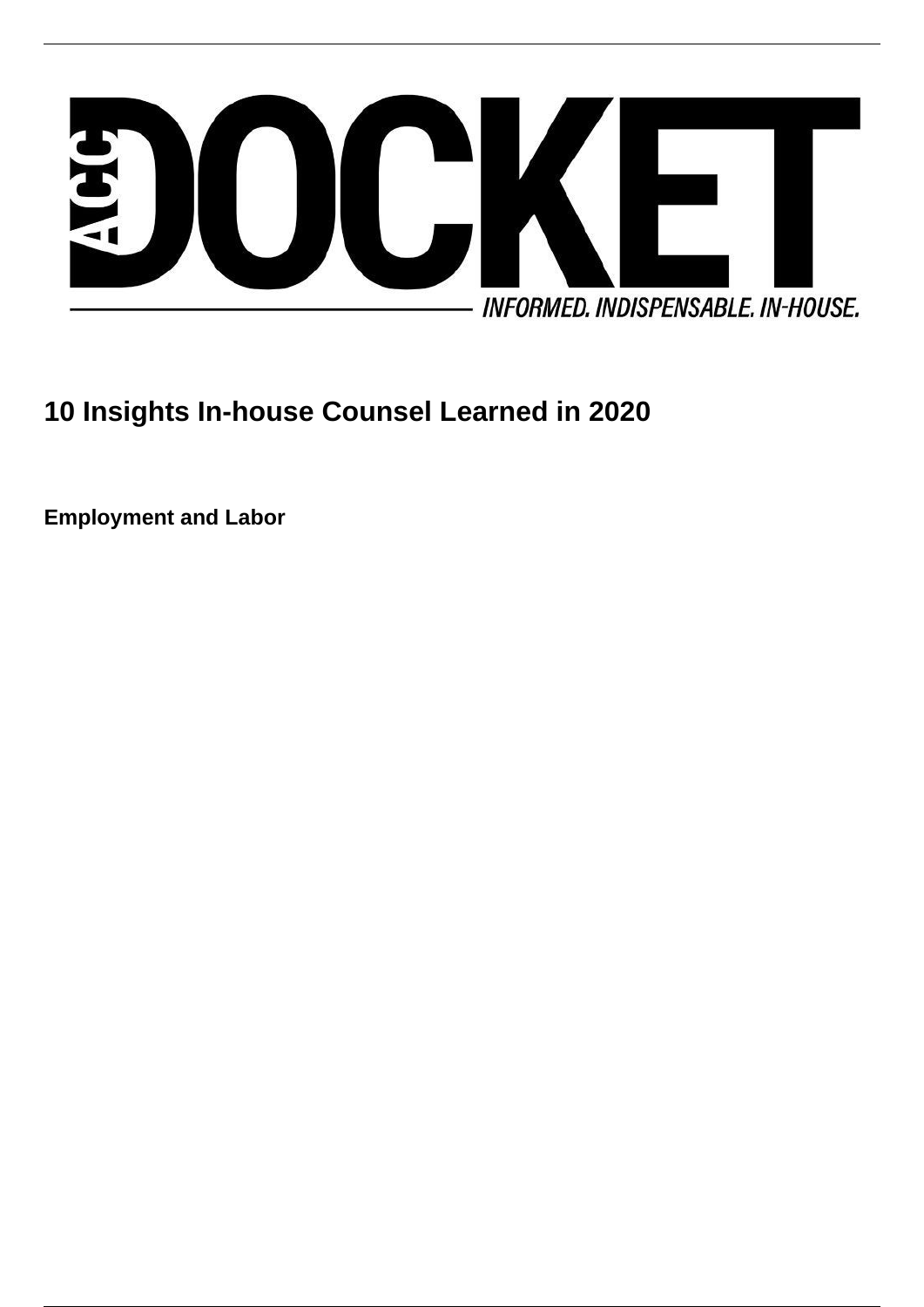ACC DOCKET

INFORMED. INDISPENSABLE. IN-HOUSE.

# 10 Insights In-house Counsel Learned in 2020

**Employment and Labor**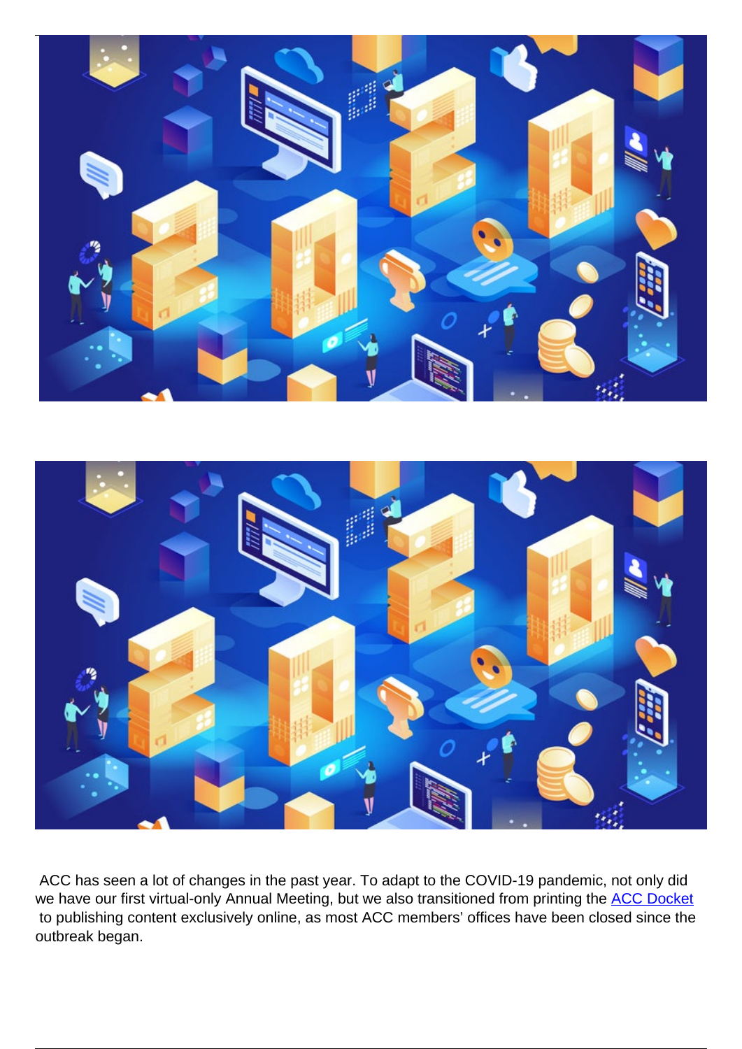ACC has seen a lot of changes in the past year. To adapt to the COVID-19 pandemic, not only did we have our first virtual-only Annual Meeting, but we also transitioned from printing the ACC Docket to publishing content exclusively online, as most ACC members' offices have been closed since the outbreak began.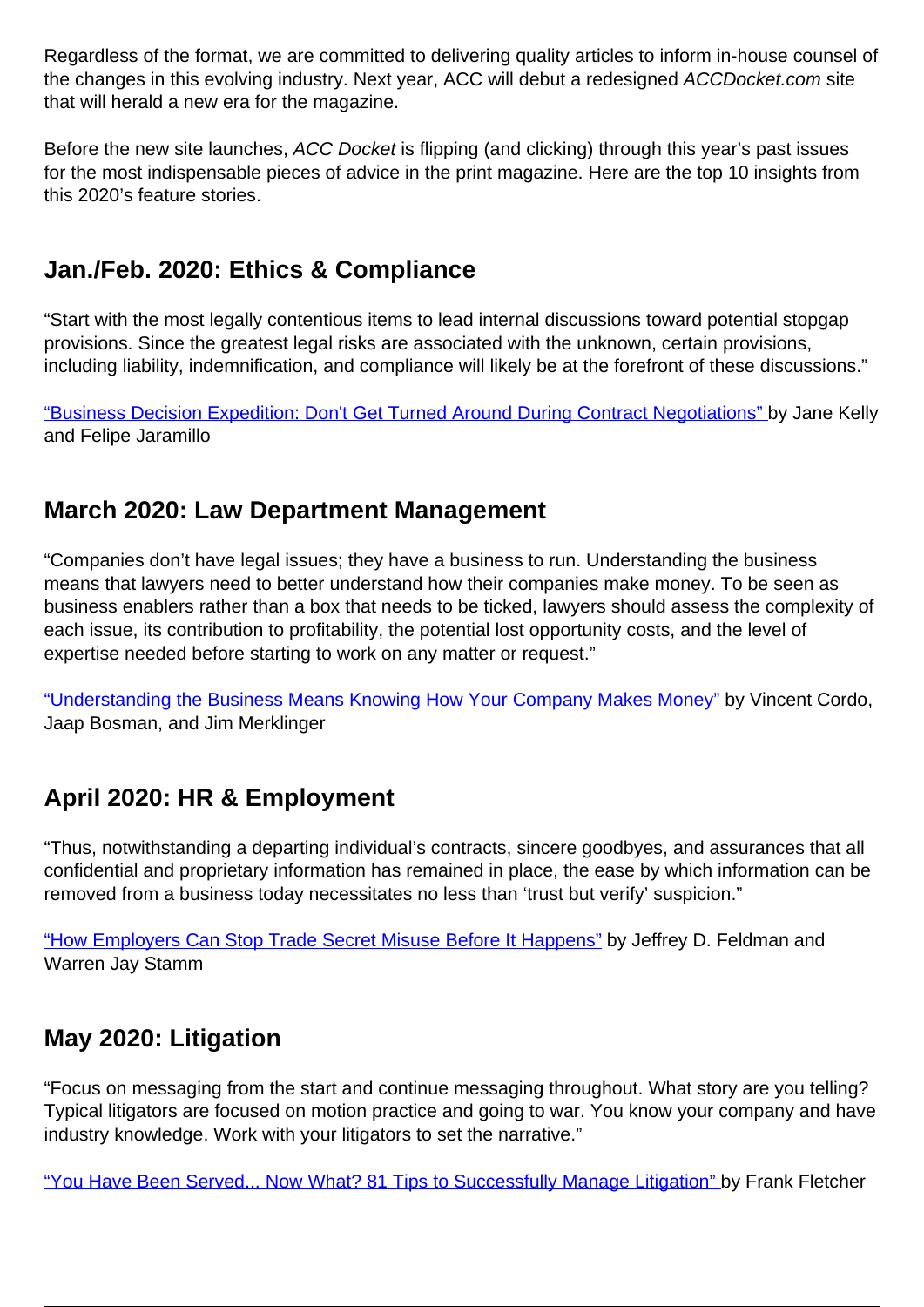Regardless of the format, we are committed to delivering quality articles to inform in-house counsel of the changes in this evolving industry. Next year, ACC will debut a redesigned *ACCDocket.com* site that will herald a new era for the magazine.

Before the new site launches, *ACC Docket* is flipping (and clicking) through this year's past issues for the most indispensable pieces of advice in the print magazine. Here are the top 10 insights from this 2020's feature stories.

## Jan./Feb. 2020: Ethics & Compliance

"Start with the most legally contentious items to lead internal discussions toward potential stopgap provisions. Since the greatest legal risks are associated with the unknown, certain provisions, including liability, indemnification, and compliance will likely be at the forefront of these discussions."

"Business Decision Expedition: Don't Get Turned Around During Contract Negotiations" by Jane Kelly and Felipe Jaramillo

## March 2020: Law Department Management

"Companies don't have legal issues; they have a business to run. Understanding the business means that lawyers need to better understand how their companies make money. To be seen as business enablers rather than a box that needs to be ticked, lawyers should assess the complexity of each issue, its contribution to profitability, the potential lost opportunity costs, and the level of expertise needed before starting to work on any matter or request."

"Understanding the Business Means Knowing How Your Company Makes Money" by Vincent Cordo, Jaap Bosman, and Jim Merklinger

## April 2020: HR & Employment

"Thus, notwithstanding a departing individual's contracts, sincere goodbyes, and assurances that all confidential and proprietary information has remained in place, the ease by which information can be removed from a business today necessitates no less than 'trust but verify' suspicion."

"How Employers Can Stop Trade Secret Misuse Before It Happens" by Jeffrey D. Feldman and Warren Jay Stamm

## May 2020: Litigation

"Focus on messaging from the start and continue messaging throughout. What story are you telling? Typical litigators are focused on motion practice and going to war. You know your company and have industry knowledge. Work with your litigators to set the narrative."

"You Have Been Served... Now What? 81 Tips to Successfully Manage Litigation" by Frank Fletcher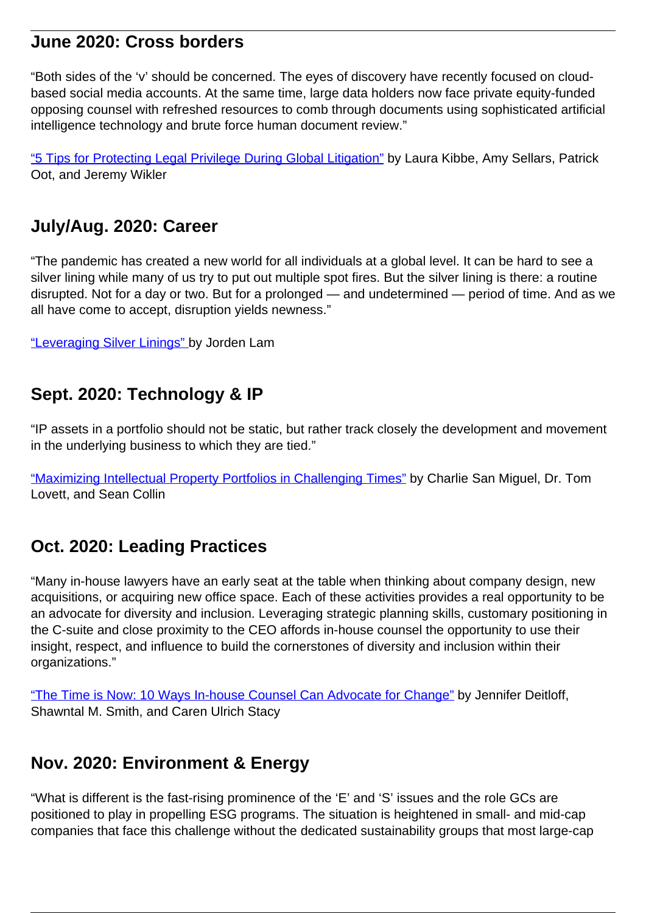## June 2020: Cross borders

"Both sides of the 'v' should be concerned. The eyes of discovery have recently focused on cloud-based social media accounts. At the same time, large data holders now face private equity-funded opposing counsel with refreshed resources to comb through documents using sophisticated artificial intelligence technology and brute force human document review."

"5 Tips for Protecting Legal Privilege During Global Litigation" by Laura Kibbe, Amy Sellars, Patrick Oot, and Jeremy Wikler

## July/Aug. 2020: Career

"The pandemic has created a new world for all individuals at a global level. It can be hard to see a silver lining while many of us try to put out multiple spot fires. But the silver lining is there: a routine disrupted. Not for a day or two. But for a prolonged — and undetermined — period of time. And as we all have come to accept, disruption yields newness."

"Leveraging Silver Linings" by Jorden Lam

## Sept. 2020: Technology & IP

"IP assets in a portfolio should not be static, but rather track closely the development and movement in the underlying business to which they are tied."

"Maximizing Intellectual Property Portfolios in Challenging Times" by Charlie San Miguel, Dr. Tom Lovett, and Sean Collin

## Oct. 2020: Leading Practices

"Many in-house lawyers have an early seat at the table when thinking about company design, new acquisitions, or acquiring new office space. Each of these activities provides a real opportunity to be an advocate for diversity and inclusion. Leveraging strategic planning skills, customary positioning in the C-suite and close proximity to the CEO affords in-house counsel the opportunity to use their insight, respect, and influence to build the cornerstones of diversity and inclusion within their organizations."

"The Time is Now: 10 Ways In-house Counsel Can Advocate for Change" by Jennifer Deitloff, Shawntal M. Smith, and Caren Ulrich Stacy

## Nov. 2020: Environment & Energy

"What is different is the fast-rising prominence of the 'E' and 'S' issues and the role GCs are positioned to play in propelling ESG programs. The situation is heightened in small- and mid-cap companies that face this challenge without the dedicated sustainability groups that most large-cap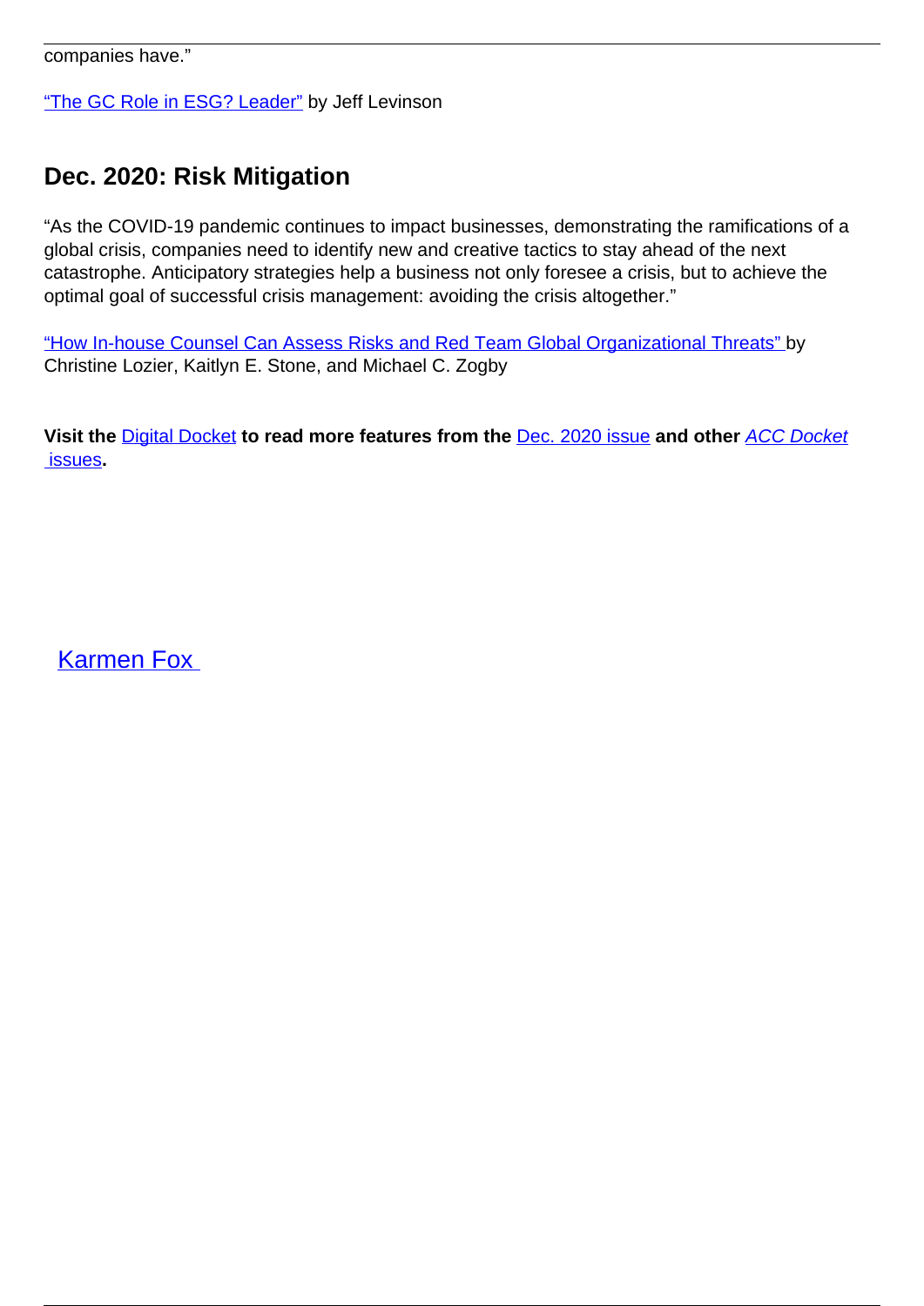companies have."

"The GC Role in ESG? Leader" by Jeff Levinson

## Dec. 2020: Risk Mitigation

"As the COVID-19 pandemic continues to impact businesses, demonstrating the ramifications of a global crisis, companies need to identify new and creative tactics to stay ahead of the next catastrophe. Anticipatory strategies help a business not only foresee a crisis, but to achieve the optimal goal of successful crisis management: avoiding the crisis altogether."

"How In-house Counsel Can Assess Risks and Red Team Global Organizational Threats" by Christine Lozier, Kaitlyn E. Stone, and Michael C. Zogby

**Visit the Digital Docket to read more features from the Dec. 2020 issue and other *ACC Docket* issues.**

Karmen Fox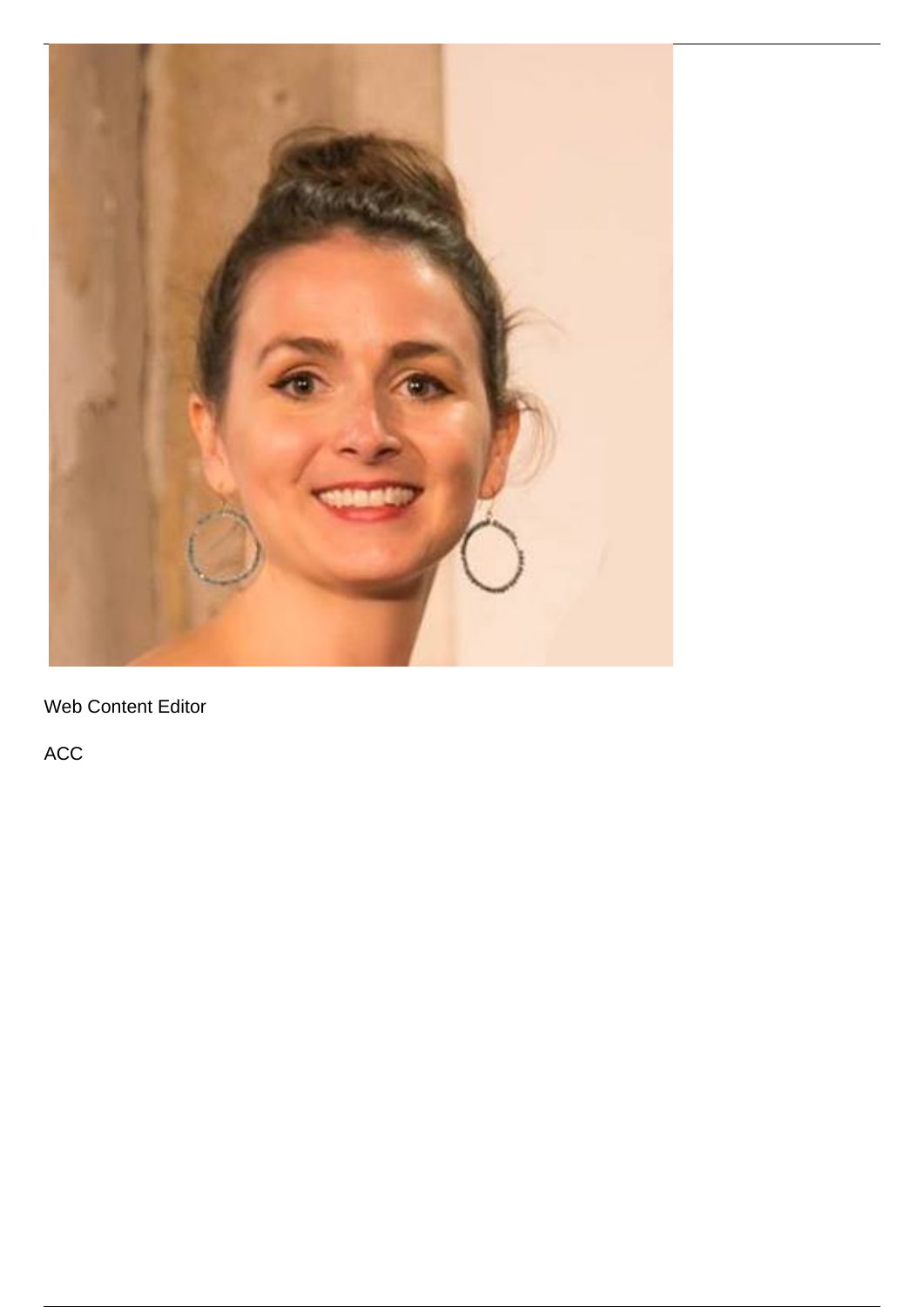Web Content Editor

ACC